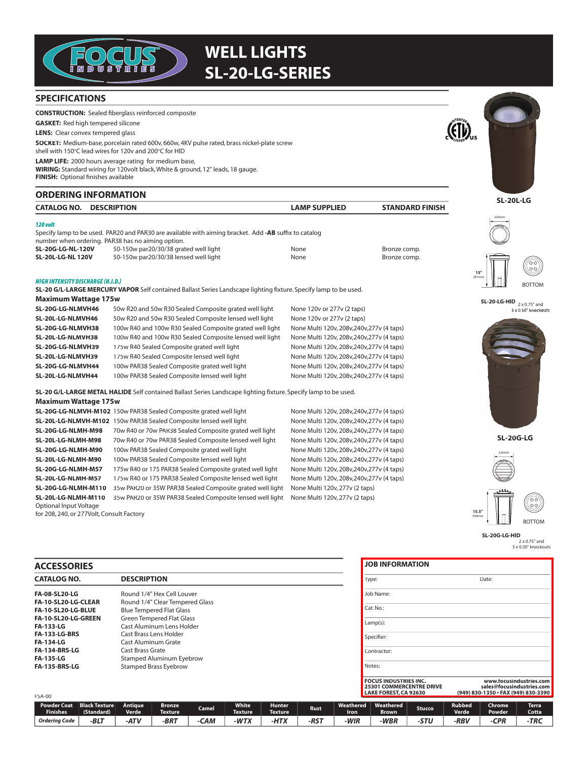# WELL LIGHTS
# SL-20-LG-SERIES

## SPECIFICATIONS

**CONSTRUCTION:** Sealed fiberglass reinforced composite

**GASKET:** Red high tempered silicone

**LENS:** Clear convex tempered glass

**SOCKET:** Medium-base, porcelain rated 600v, 660w, 4KV pulse rated, brass nickel-plate screw shell with 150°C lead wires for 120v and 200°C for HID

**LAMP LIFE:** 2000 hours average rating for medium base,

**WIRING:** Standard wiring for 120volt black, White & ground, 12" leads, 18 gauge.

**FINISH:** Optional finishes available

## ORDERING INFORMATION

| CATALOG NO. | DESCRIPTION | LAMP SUPPLIED | STANDARD FINISH |
|---|---|---|---|

***120 volt***

Specify lamp to be used. PAR20 and PAR30 are available with aiming bracket. Add **-AB** suffix to catalog number when ordering. PAR38 has no aiming option.

| CATALOG NO. | DESCRIPTION | LAMP SUPPLIED | STANDARD FINISH |
|---|---|---|---|
| **SL-20G-LG-NL-120V** | 50-150w par20/30/38 grated well light | None | Bronze comp. |
| **SL-20L-LG-NL 120V** | 50-150w par20/30/38 lensed well light | None | Bronze comp. |

***HIGH INTENSITY DISCHARGE (H.I.D.)***

**SL-20 G/L-LARGE MERCURY VAPOR** Self contained Ballast Series Landscape lighting fixture. Specify lamp to be used.

**Maximum Wattage 175w**

| CATALOG NO. | DESCRIPTION | LAMP SUPPLIED |
|---|---|---|
| **SL-20G-LG-NLMVH46** | 50w R20 and 50w R30 Sealed Composite grated well light | None 120v or 277v (2 taps) |
| **SL-20L-LG-NLMVH46** | 50w R20 and 50w R30 Sealed Composite lensed well light | None 120v or 277v (2 taps) |
| **SL-20G-LG-NLMVH38** | 100w R40 and 100w R30 Sealed Composite grated well light | None Multi 120v, 208v,240v,277v (4 taps) |
| **SL-20L-LG-NLMVH38** | 100w R40 and 100w R30 Sealed Composite lensed well light | None Multi 120v, 208v,240v,277v (4 taps) |
| **SL-20G-LG-NLMVH39** | 175w R40 Sealed Composite grated well light | None Multi 120v, 208v,240v,277v (4 taps) |
| **SL-20L-LG-NLMVH39** | 175w R40 Sealed Composite lensed well light | None Multi 120v, 208v,240v,277v (4 taps) |
| **SL-20G-LG-NLMVH44** | 100w PAR38 Sealed Composite grated well light | None Multi 120v, 208v,240v,277v (4 taps) |
| **SL-20L-LG-NLMVH44** | 100w PAR38 Sealed Composite lensed well light | None Multi 120v, 208v,240v,277v (4 taps) |

**SL-20 G/L-LARGE METAL HALIDE** Self contained Ballast Series Landscape lighting fixture. Specify lamp to be used.

**Maximum Wattage 175w**

| CATALOG NO. | DESCRIPTION | LAMP SUPPLIED |
|---|---|---|
| **SL-20G-LG-NLMVH-M102** | 150w PAR38 Sealed Composite grated well light | None Multi 120v, 208v,240v,277v (4 taps) |
| **SL-20L-LG-NLMVH-M102** | 150w PAR38 Sealed Composite lensed well light | None Multi 120v, 208v,240v,277v (4 taps) |
| **SL-20G-LG-NLMH-M98** | 70w R40 or 70w PAR38 Sealed Composite grated well light | None Multi 120v, 208v,240v,277v (4 taps) |
| **SL-20L-LG-NLMH-M98** | 70w R40 or 70w PAR38 Sealed Composite lensed well light | None Multi 120v, 208v,240v,277v (4 taps) |
| **SL-20G-LG-NLMH-M90** | 100w PAR38 Sealed Composite grated well light | None Multi 120v, 208v,240v,277v (4 taps) |
| **SL-20L-LG-NLMH-M90** | 100w PAR38 Sealed Composite lensed well light | None Multi 120v, 208v,240v,277v (4 taps) |
| **SL-20G-LG-NLMH-M57** | 175w R40 or 175 PAR38 Sealed Composite grated well light | None Multi 120v, 208v,240v,277v (4 taps) |
| **SL-20L-LG-NLMH-M57** | 175w R40 or 175 PAR38 Sealed Composite lensed well light | None Multi 120v, 208v,240v,277v (4 taps) |
| **SL-20G-LG-NLMH-M110** | 35w PAR20 or 35W PAR38 Sealed Composite grated well light | None Multi 120v, 277v (2 taps) |
| **SL-20L-LG-NLMH-M110** | 35w PAR20 or 35W PAR38 Sealed Composite lensed well light | None Multi 120v, 277v (2 taps) |

Optional Input Voltage
for 208, 240, or 277Volt, Consult Factory

**SL-20L-LG**

229mm

15"
381mm

BOTTOM

**SL-20-LG-HID** 2 x 0.75" and 3 x 0.50" knockouts

**SL-20G-LG**

229mm

15.5"
394mm

BOTTOM

**SL-20G-LG-HID** 2 x 0.75" and 3 x 0.50" knockouts

## ACCESSORIES

| CATALOG NO. | DESCRIPTION |
|---|---|
| **FA-08-SL20-LG** | Round 1/4" Hex Cell Louver |
| **FA-10-SL20-LG-CLEAR** | Round 1/4" Clear Tempered Glass |
| **FA-10-SL20-LG-BLUE** | Blue Tempered Flat Glass |
| **FA-10-SL20-LG-GREEN** | Green Tempered Flat Glass |
| **FA-133-LG** | Cast Aluminum Lens Holder |
| **FA-133-LG-BRS** | Cast Brass Lens Holder |
| **FA-134-LG** | Cast Aluminum Grate |
| **FA-134-BRS-LG** | Cast Brass Grate |
| **FA-135-LG** | Stamped Aluminum Eyebrow |
| **FA-135-BRS-LG** | Stamped Brass Eyebrow |

## JOB INFORMATION

Type: Date:

Job Name:

Cat. No.:

Lamp(s):

Specifier:

Contractor:

Notes:

**FOCUS INDUSTRIES INC.**
**25301 COMMERCENTRE DRIVE**
**LAKE FOREST, CA 92630**

**www.focusindustries.com**
**sales@focusindustries.com**
**(949) 830-1350 • FAX (949) 830-3390**

FSA-00

| Powder Coat Finishes | Black Texture (Standard) | Antique Verde | Bronze Texture | Camel | White Texture | Hunter Texture | Rust | Weathered Iron | Weathered Brown | Stucco | Rubbed Verde | Chrome Powder | Terra Cotta |
|---|---|---|---|---|---|---|---|---|---|---|---|---|---|
| *Ordering Code* | *-BLT* | *-ATV* | *-BRT* | *-CAM* | *-WTX* | *-HTX* | *-RST* | *-WIR* | *-WBR* | *-STU* | *-RBV* | *-CPR* | *-TRC* |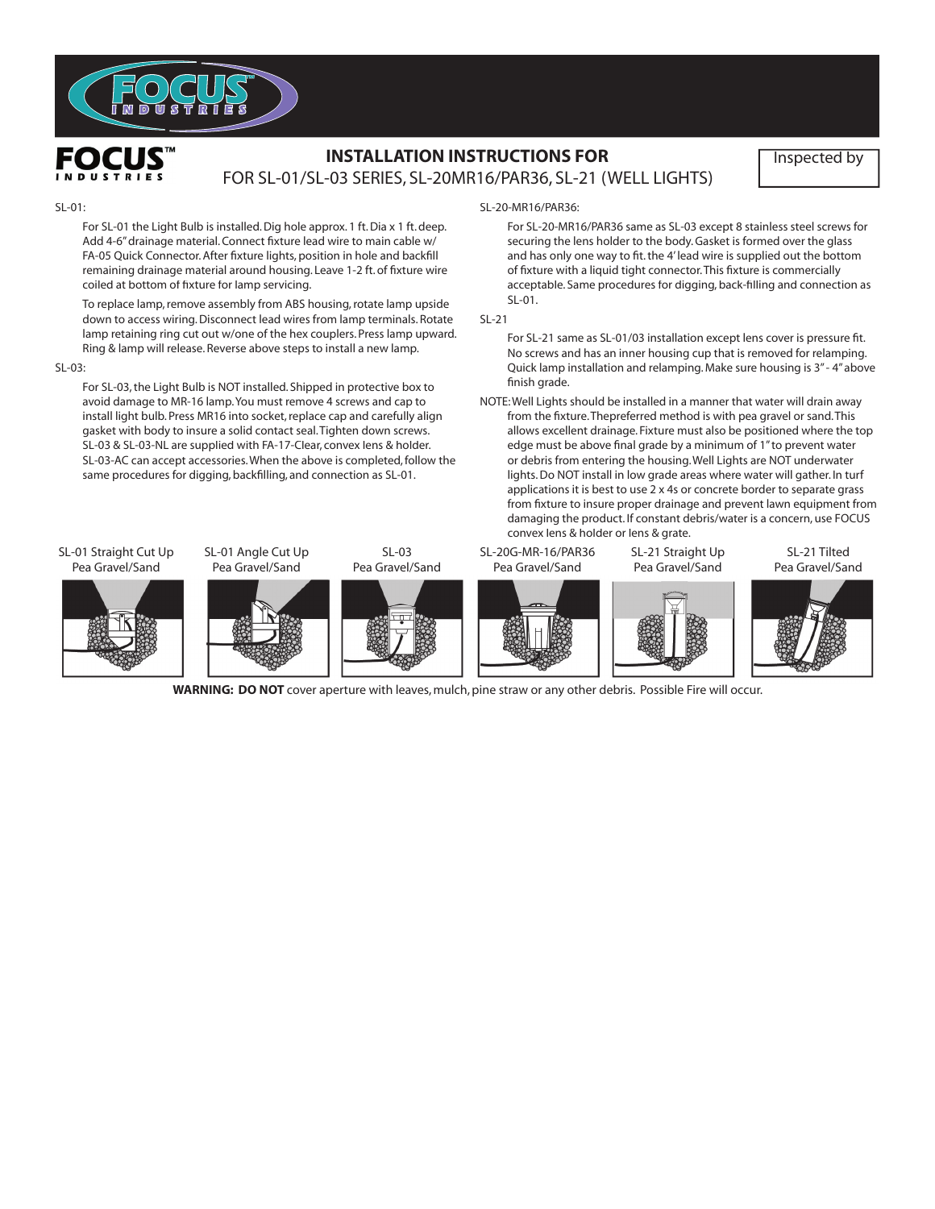# INSTALLATION INSTRUCTIONS FOR

## FOR SL-01/SL-03 SERIES, SL-20MR16/PAR36, SL-21 (WELL LIGHTS)

Inspected by

SL-01:

For SL-01 the Light Bulb is installed. Dig hole approx. 1 ft. Dia x 1 ft. deep. Add 4-6" drainage material. Connect fixture lead wire to main cable w/ FA-05 Quick Connector. After fixture lights, position in hole and backfill remaining drainage material around housing. Leave 1-2 ft. of fixture wire coiled at bottom of fixture for lamp servicing.

To replace lamp, remove assembly from ABS housing, rotate lamp upside down to access wiring. Disconnect lead wires from lamp terminals. Rotate lamp retaining ring cut out w/one of the hex couplers. Press lamp upward. Ring & lamp will release. Reverse above steps to install a new lamp.

SL-03:

For SL-03, the Light Bulb is NOT installed. Shipped in protective box to avoid damage to MR-16 lamp. You must remove 4 screws and cap to install light bulb. Press MR16 into socket, replace cap and carefully align gasket with body to insure a solid contact seal. Tighten down screws. SL-03 & SL-03-NL are supplied with FA-17-Clear, convex lens & holder. SL-03-AC can accept accessories. When the above is completed, follow the same procedures for digging, backfilling, and connection as SL-01.

SL-20-MR16/PAR36:

For SL-20-MR16/PAR36 same as SL-03 except 8 stainless steel screws for securing the lens holder to the body. Gasket is formed over the glass and has only one way to fit. the 4' lead wire is supplied out the bottom of fixture with a liquid tight connector. This fixture is commercially acceptable. Same procedures for digging, back-filling and connection as SL-01.

SL-21

For SL-21 same as SL-01/03 installation except lens cover is pressure fit. No screws and has an inner housing cup that is removed for relamping. Quick lamp installation and relamping. Make sure housing is 3" - 4" above finish grade.

NOTE: Well Lights should be installed in a manner that water will drain away from the fixture. Thepreferred method is with pea gravel or sand. This allows excellent drainage. Fixture must also be positioned where the top edge must be above final grade by a minimum of 1" to prevent water or debris from entering the housing. Well Lights are NOT underwater lights. Do NOT install in low grade areas where water will gather. In turf applications it is best to use 2 x 4s or concrete border to separate grass from fixture to insure proper drainage and prevent lawn equipment from damaging the product. If constant debris/water is a concern, use FOCUS convex lens & holder or lens & grate.

SL-01 Straight Cut Up Pea Gravel/Sand

SL-01 Angle Cut Up Pea Gravel/Sand

SL-03 Pea Gravel/Sand

SL-20G-MR-16/PAR36 Pea Gravel/Sand

SL-21 Straight Up Pea Gravel/Sand

SL-21 Tilted Pea Gravel/Sand

**WARNING: DO NOT** cover aperture with leaves, mulch, pine straw or any other debris. Possible Fire will occur.